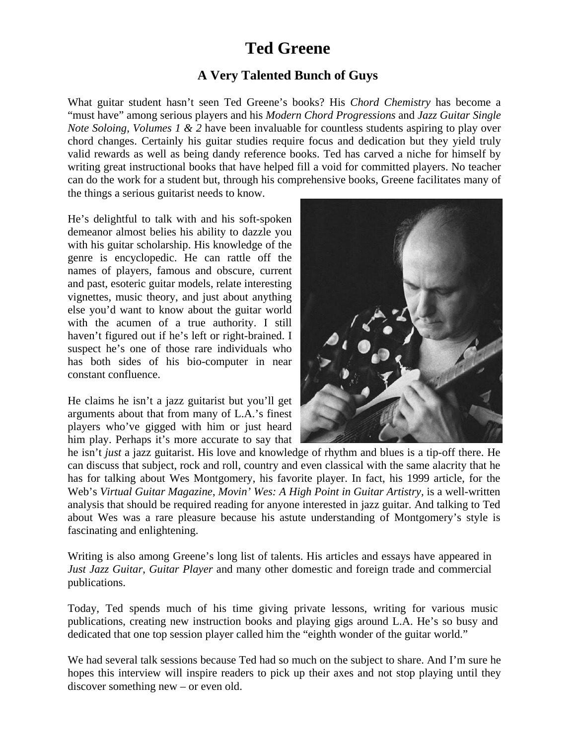# Ted Greene

## A Very Talented Bunch of Guys

What guitar student hasn't seen Ted Greene's books? His *Chord Chemistry* has become a "must have" among serious players and his *Modern Chord Progressions* and *Jazz Guitar Single Note Soloing, Volumes 1 & 2* have been invaluable for countless students aspiring to play over chord changes. Certainly his guitar studies require focus and dedication but they yield truly valid rewards as well as being dandy reference books. Ted has carved a niche for himself by writing great instructional books that have helped fill a void for committed players. No teacher can do the work for a student but, through his comprehensive books, Greene facilitates many of the things a serious guitarist needs to know.

He's delightful to talk with and his soft-spoken demeanor almost belies his ability to dazzle you with his guitar scholarship. His knowledge of the genre is encyclopedic. He can rattle off the names of players, famous and obscure, current and past, esoteric guitar models, relate interesting vignettes, music theory, and just about anything else you'd want to know about the guitar world with the acumen of a true authority. I still haven't figured out if he's left or right-brained. I suspect he's one of those rare individuals who has both sides of his bio-computer in near constant confluence.

He claims he isn't a jazz guitarist but you'll get arguments about that from many of L.A.'s finest players who've gigged with him or just heard him play. Perhaps it's more accurate to say that he isn't *just* a jazz guitarist. His love and knowledge of rhythm and blues is a tip-off there. He can discuss that subject, rock and roll, country and even classical with the same alacrity that he has for talking about Wes Montgomery, his favorite player. In fact, his 1999 article, for the Web's *Virtual Guitar Magazine*, *Movin' Wes: A High Point in Guitar Artistry*, is a well-written analysis that should be required reading for anyone interested in jazz guitar. And talking to Ted about Wes was a rare pleasure because his astute understanding of Montgomery's style is fascinating and enlightening.

Writing is also among Greene's long list of talents. His articles and essays have appeared in *Just Jazz Guitar*, *Guitar Player* and many other domestic and foreign trade and commercial publications.

Today, Ted spends much of his time giving private lessons, writing for various music publications, creating new instruction books and playing gigs around L.A. He's so busy and dedicated that one top session player called him the "eighth wonder of the guitar world."

We had several talk sessions because Ted had so much on the subject to share. And I'm sure he hopes this interview will inspire readers to pick up their axes and not stop playing until they discover something new – or even old.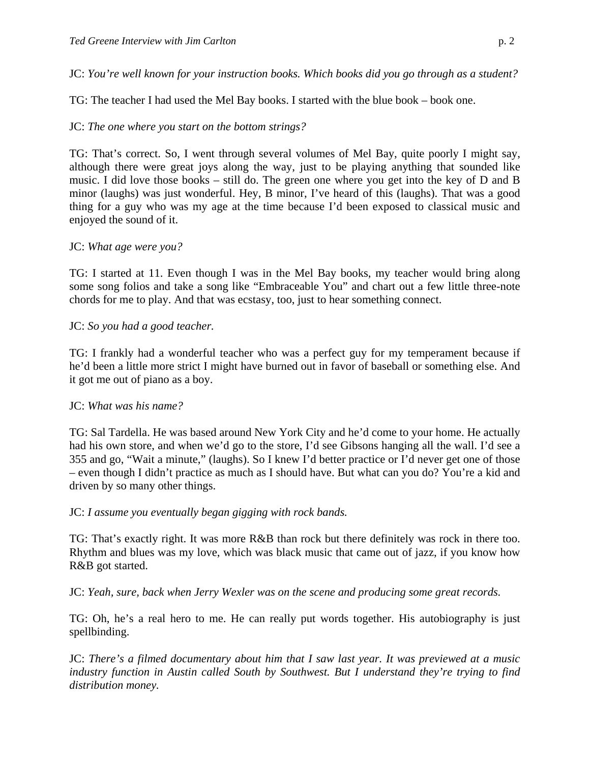JC: *You're well known for your instruction books. Which books did you go through as a student?*

TG: The teacher I had used the Mel Bay books. I started with the blue book – book one.

JC: *The one where you start on the bottom strings?*

TG: That's correct. So, I went through several volumes of Mel Bay, quite poorly I might say, although there were great joys along the way, just to be playing anything that sounded like music. I did love those books – still do. The green one where you get into the key of D and B minor (laughs) was just wonderful. Hey, B minor, I've heard of this (laughs). That was a good thing for a guy who was my age at the time because I'd been exposed to classical music and enjoyed the sound of it.

JC: *What age were you?*

TG: I started at 11. Even though I was in the Mel Bay books, my teacher would bring along some song folios and take a song like "Embraceable You" and chart out a few little three-note chords for me to play. And that was ecstasy, too, just to hear something connect.

JC: *So you had a good teacher.*

TG: I frankly had a wonderful teacher who was a perfect guy for my temperament because if he'd been a little more strict I might have burned out in favor of baseball or something else. And it got me out of piano as a boy.

JC: *What was his name?*

TG: Sal Tardella. He was based around New York City and he'd come to your home. He actually had his own store, and when we'd go to the store, I'd see Gibsons hanging all the wall. I'd see a 355 and go, "Wait a minute," (laughs). So I knew I'd better practice or I'd never get one of those – even though I didn't practice as much as I should have. But what can you do? You're a kid and driven by so many other things.

JC: *I assume you eventually began gigging with rock bands.*

TG: That's exactly right. It was more R&B than rock but there definitely was rock in there too. Rhythm and blues was my love, which was black music that came out of jazz, if you know how R&B got started.

JC: *Yeah, sure, back when Jerry Wexler was on the scene and producing some great records.*

TG: Oh, he's a real hero to me. He can really put words together. His autobiography is just spellbinding.

JC: *There's a filmed documentary about him that I saw last year. It was previewed at a music industry function in Austin called South by Southwest. But I understand they're trying to find distribution money.*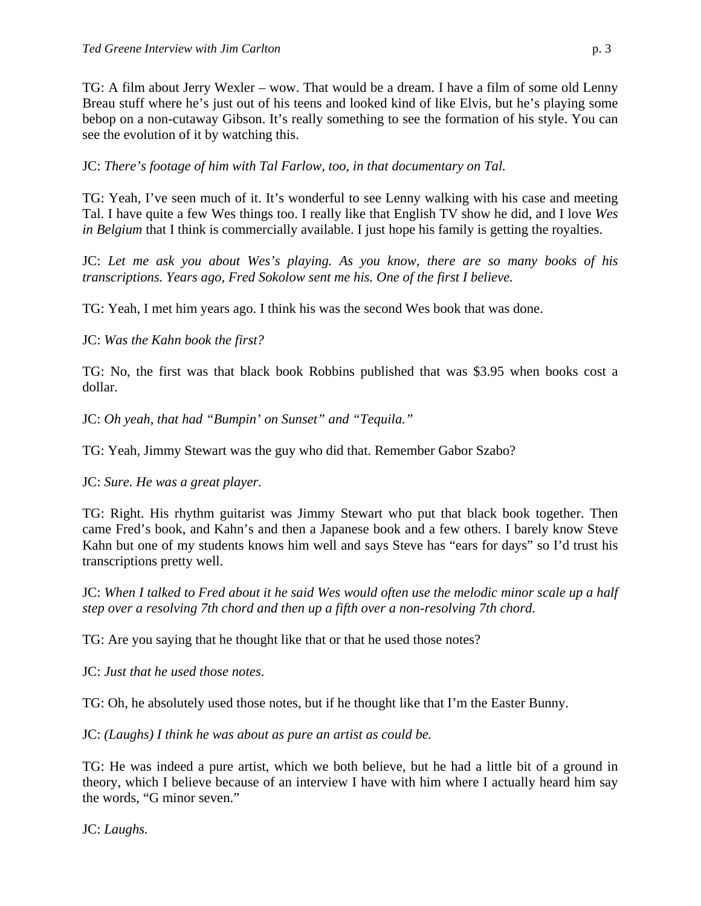TG: A film about Jerry Wexler – wow. That would be a dream. I have a film of some old Lenny Breau stuff where he's just out of his teens and looked kind of like Elvis, but he's playing some bebop on a non-cutaway Gibson. It's really something to see the formation of his style. You can see the evolution of it by watching this.

JC: *There's footage of him with Tal Farlow, too, in that documentary on Tal.*

TG: Yeah, I've seen much of it. It's wonderful to see Lenny walking with his case and meeting Tal. I have quite a few Wes things too. I really like that English TV show he did, and I love *Wes in Belgium* that I think is commercially available. I just hope his family is getting the royalties.

JC: *Let me ask you about Wes's playing. As you know, there are so many books of his transcriptions. Years ago, Fred Sokolow sent me his. One of the first I believe.*

TG: Yeah, I met him years ago. I think his was the second Wes book that was done.

JC: *Was the Kahn book the first?*

TG: No, the first was that black book Robbins published that was $3.95 when books cost a dollar.

JC: *Oh yeah, that had "Bumpin' on Sunset" and "Tequila."*

TG: Yeah, Jimmy Stewart was the guy who did that. Remember Gabor Szabo?

JC: *Sure. He was a great player.*

TG: Right. His rhythm guitarist was Jimmy Stewart who put that black book together. Then came Fred's book, and Kahn's and then a Japanese book and a few others. I barely know Steve Kahn but one of my students knows him well and says Steve has "ears for days" so I'd trust his transcriptions pretty well.

JC: *When I talked to Fred about it he said Wes would often use the melodic minor scale up a half step over a resolving 7th chord and then up a fifth over a non-resolving 7th chord.*

TG: Are you saying that he thought like that or that he used those notes?

JC: *Just that he used those notes*.

TG: Oh, he absolutely used those notes, but if he thought like that I'm the Easter Bunny.

JC: *(Laughs) I think he was about as pure an artist as could be.*

TG: He was indeed a pure artist, which we both believe, but he had a little bit of a ground in theory, which I believe because of an interview I have with him where I actually heard him say the words, "G minor seven."

JC: *Laughs.*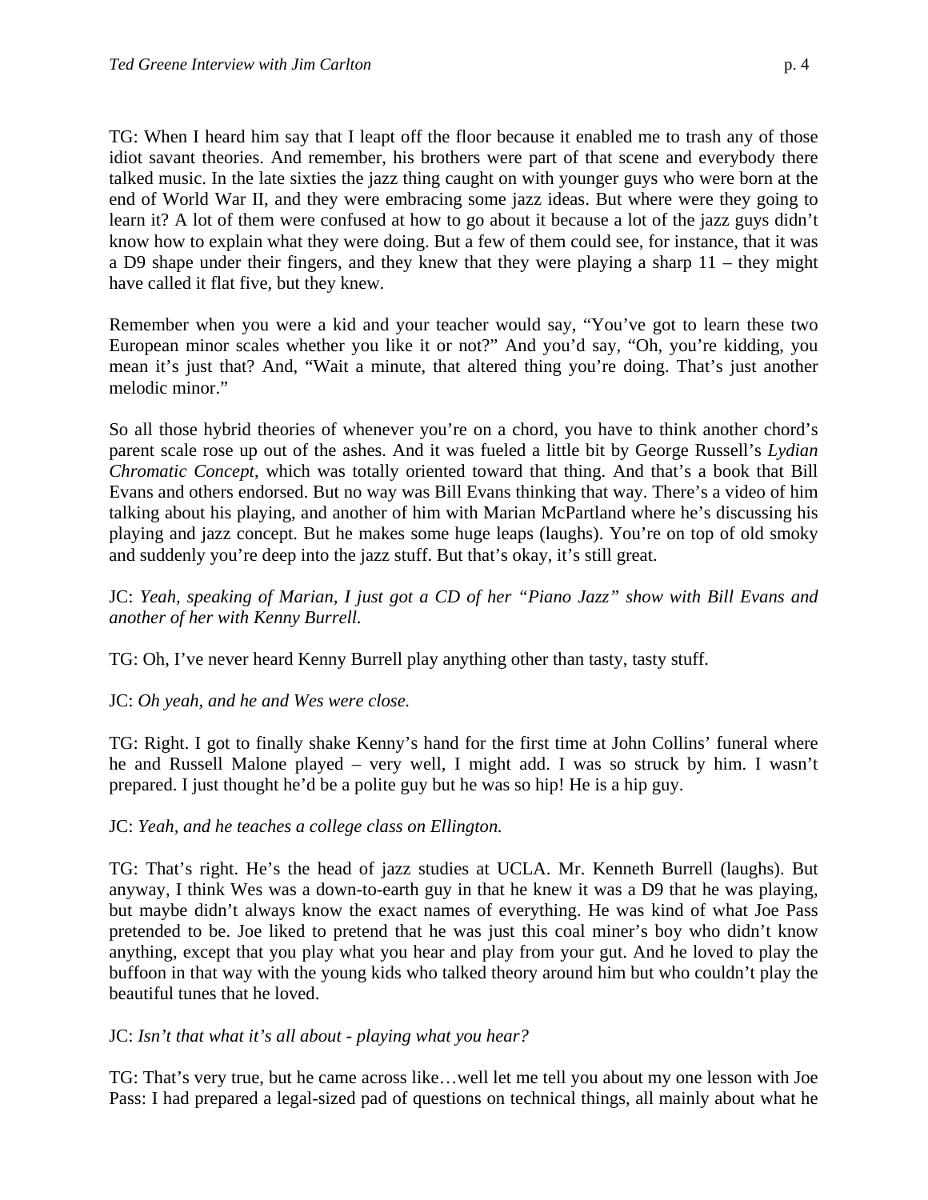TG: When I heard him say that I leapt off the floor because it enabled me to trash any of those idiot savant theories. And remember, his brothers were part of that scene and everybody there talked music. In the late sixties the jazz thing caught on with younger guys who were born at the end of World War II, and they were embracing some jazz ideas. But where were they going to learn it? A lot of them were confused at how to go about it because a lot of the jazz guys didn't know how to explain what they were doing. But a few of them could see, for instance, that it was a D9 shape under their fingers, and they knew that they were playing a sharp 11 – they might have called it flat five, but they knew.

Remember when you were a kid and your teacher would say, "You've got to learn these two European minor scales whether you like it or not?" And you'd say, "Oh, you're kidding, you mean it's just that? And, "Wait a minute, that altered thing you're doing. That's just another melodic minor."

So all those hybrid theories of whenever you're on a chord, you have to think another chord's parent scale rose up out of the ashes. And it was fueled a little bit by George Russell's *Lydian Chromatic Concept*, which was totally oriented toward that thing. And that's a book that Bill Evans and others endorsed. But no way was Bill Evans thinking that way. There's a video of him talking about his playing, and another of him with Marian McPartland where he's discussing his playing and jazz concept. But he makes some huge leaps (laughs). You're on top of old smoky and suddenly you're deep into the jazz stuff. But that's okay, it's still great.

JC: *Yeah, speaking of Marian, I just got a CD of her "Piano Jazz" show with Bill Evans and another of her with Kenny Burrell.*

TG: Oh, I've never heard Kenny Burrell play anything other than tasty, tasty stuff.

JC: *Oh yeah, and he and Wes were close.*

TG: Right. I got to finally shake Kenny's hand for the first time at John Collins' funeral where he and Russell Malone played – very well, I might add. I was so struck by him. I wasn't prepared. I just thought he'd be a polite guy but he was so hip! He is a hip guy.

JC: *Yeah, and he teaches a college class on Ellington.*

TG: That's right. He's the head of jazz studies at UCLA. Mr. Kenneth Burrell (laughs). But anyway, I think Wes was a down-to-earth guy in that he knew it was a D9 that he was playing, but maybe didn't always know the exact names of everything. He was kind of what Joe Pass pretended to be. Joe liked to pretend that he was just this coal miner's boy who didn't know anything, except that you play what you hear and play from your gut. And he loved to play the buffoon in that way with the young kids who talked theory around him but who couldn't play the beautiful tunes that he loved.

JC: *Isn't that what it's all about - playing what you hear?*

TG: That's very true, but he came across like…well let me tell you about my one lesson with Joe Pass: I had prepared a legal-sized pad of questions on technical things, all mainly about what he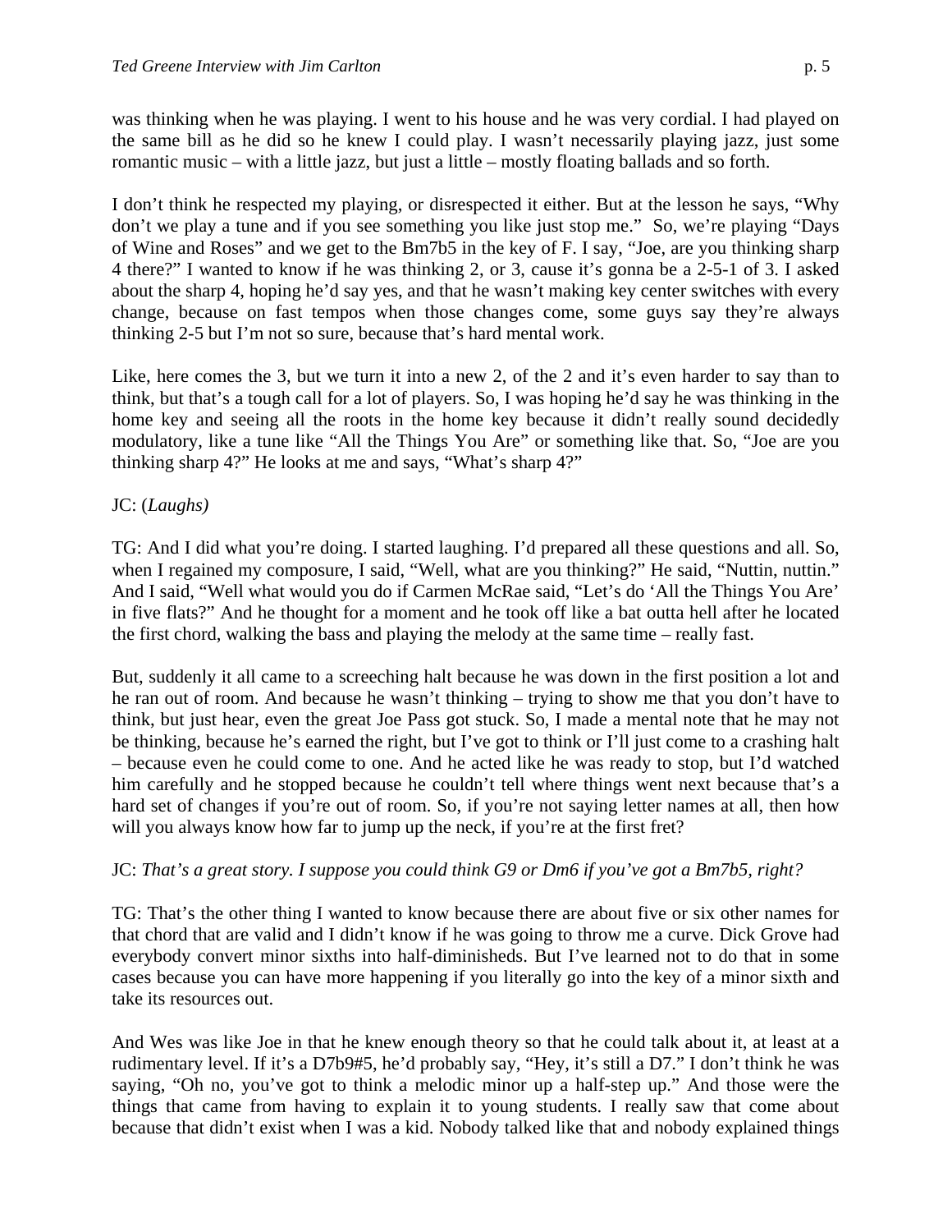was thinking when he was playing. I went to his house and he was very cordial. I had played on the same bill as he did so he knew I could play. I wasn't necessarily playing jazz, just some romantic music – with a little jazz, but just a little – mostly floating ballads and so forth.

I don't think he respected my playing, or disrespected it either. But at the lesson he says, "Why don't we play a tune and if you see something you like just stop me." So, we're playing "Days of Wine and Roses" and we get to the Bm7b5 in the key of F. I say, "Joe, are you thinking sharp 4 there?" I wanted to know if he was thinking 2, or 3, cause it's gonna be a 2-5-1 of 3. I asked about the sharp 4, hoping he'd say yes, and that he wasn't making key center switches with every change, because on fast tempos when those changes come, some guys say they're always thinking 2-5 but I'm not so sure, because that's hard mental work.

Like, here comes the 3, but we turn it into a new 2, of the 2 and it's even harder to say than to think, but that's a tough call for a lot of players. So, I was hoping he'd say he was thinking in the home key and seeing all the roots in the home key because it didn't really sound decidedly modulatory, like a tune like "All the Things You Are" or something like that. So, "Joe are you thinking sharp 4?" He looks at me and says, "What's sharp 4?"

JC: (*Laughs)*

TG: And I did what you're doing. I started laughing. I'd prepared all these questions and all. So, when I regained my composure, I said, "Well, what are you thinking?" He said, "Nuttin, nuttin." And I said, "Well what would you do if Carmen McRae said, "Let's do 'All the Things You Are' in five flats?" And he thought for a moment and he took off like a bat outta hell after he located the first chord, walking the bass and playing the melody at the same time – really fast.

But, suddenly it all came to a screeching halt because he was down in the first position a lot and he ran out of room. And because he wasn't thinking – trying to show me that you don't have to think, but just hear, even the great Joe Pass got stuck. So, I made a mental note that he may not be thinking, because he's earned the right, but I've got to think or I'll just come to a crashing halt – because even he could come to one. And he acted like he was ready to stop, but I'd watched him carefully and he stopped because he couldn't tell where things went next because that's a hard set of changes if you're out of room. So, if you're not saying letter names at all, then how will you always know how far to jump up the neck, if you're at the first fret?

JC: *That's a great story. I suppose you could think G9 or Dm6 if you've got a Bm7b5, right?*

TG: That's the other thing I wanted to know because there are about five or six other names for that chord that are valid and I didn't know if he was going to throw me a curve. Dick Grove had everybody convert minor sixths into half-diminisheds. But I've learned not to do that in some cases because you can have more happening if you literally go into the key of a minor sixth and take its resources out.

And Wes was like Joe in that he knew enough theory so that he could talk about it, at least at a rudimentary level. If it's a D7b9#5, he'd probably say, "Hey, it's still a D7." I don't think he was saying, "Oh no, you've got to think a melodic minor up a half-step up." And those were the things that came from having to explain it to young students. I really saw that come about because that didn't exist when I was a kid. Nobody talked like that and nobody explained things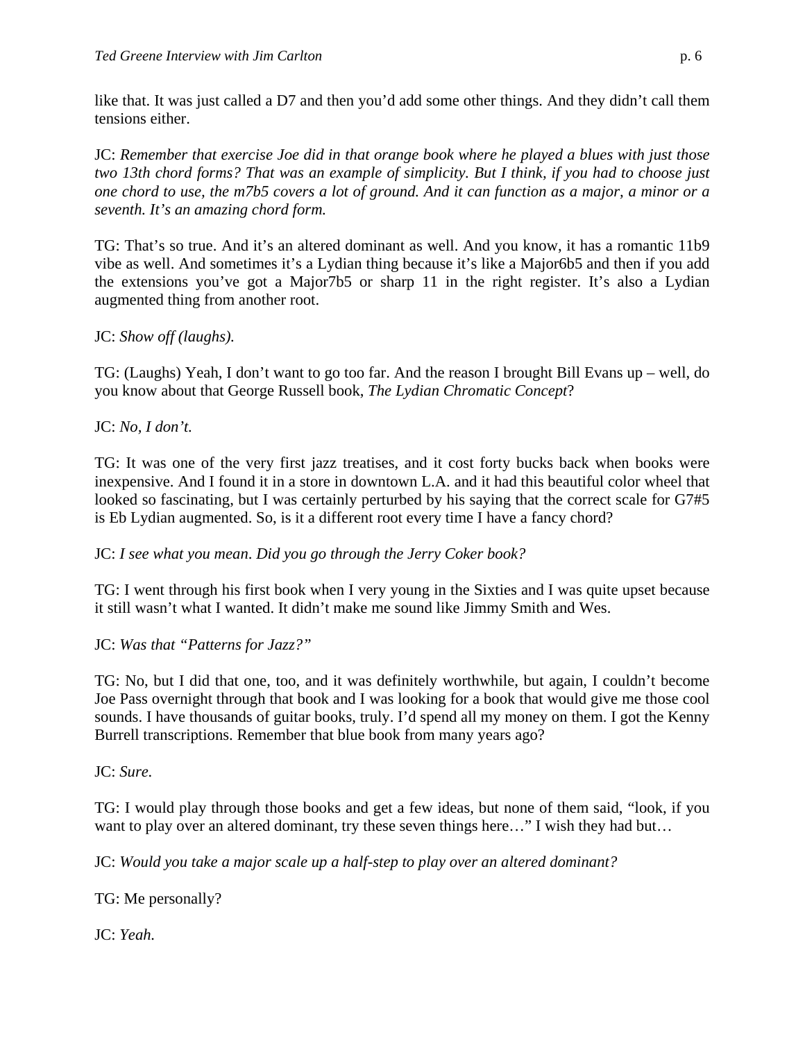like that. It was just called a D7 and then you'd add some other things. And they didn't call them tensions either.

JC: *Remember that exercise Joe did in that orange book where he played a blues with just those two 13th chord forms? That was an example of simplicity. But I think, if you had to choose just one chord to use, the m7b5 covers a lot of ground. And it can function as a major, a minor or a seventh. It's an amazing chord form.*

TG: That's so true. And it's an altered dominant as well. And you know, it has a romantic 11b9 vibe as well. And sometimes it's a Lydian thing because it's like a Major6b5 and then if you add the extensions you've got a Major7b5 or sharp 11 in the right register. It's also a Lydian augmented thing from another root.

JC: *Show off (laughs).*

TG: (Laughs) Yeah, I don't want to go too far. And the reason I brought Bill Evans up – well, do you know about that George Russell book, *The Lydian Chromatic Concept*?

JC: *No, I don't.*

TG: It was one of the very first jazz treatises, and it cost forty bucks back when books were inexpensive. And I found it in a store in downtown L.A. and it had this beautiful color wheel that looked so fascinating, but I was certainly perturbed by his saying that the correct scale for G7#5 is Eb Lydian augmented. So, is it a different root every time I have a fancy chord?

JC: *I see what you mean. Did you go through the Jerry Coker book?*

TG: I went through his first book when I very young in the Sixties and I was quite upset because it still wasn't what I wanted. It didn't make me sound like Jimmy Smith and Wes.

JC: *Was that "Patterns for Jazz?"*

TG: No, but I did that one, too, and it was definitely worthwhile, but again, I couldn't become Joe Pass overnight through that book and I was looking for a book that would give me those cool sounds. I have thousands of guitar books, truly. I'd spend all my money on them. I got the Kenny Burrell transcriptions. Remember that blue book from many years ago?

JC: *Sure.*

TG: I would play through those books and get a few ideas, but none of them said, "look, if you want to play over an altered dominant, try these seven things here…" I wish they had but…

JC: *Would you take a major scale up a half-step to play over an altered dominant?*

TG: Me personally?

JC: *Yeah.*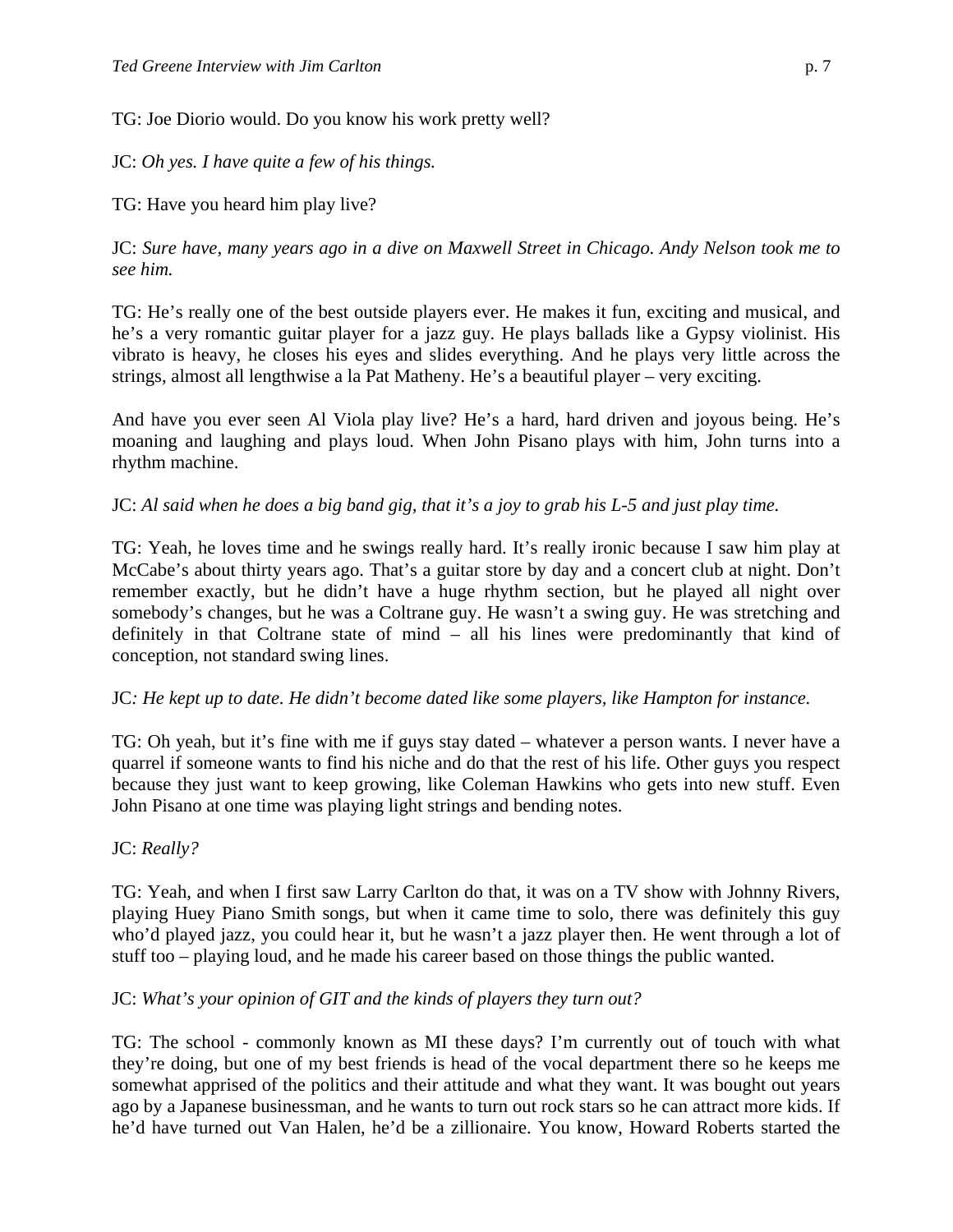TG: Joe Diorio would. Do you know his work pretty well?

JC: *Oh yes. I have quite a few of his things.*

TG: Have you heard him play live?

JC: *Sure have, many years ago in a dive on Maxwell Street in Chicago. Andy Nelson took me to see him.*

TG: He's really one of the best outside players ever. He makes it fun, exciting and musical, and he's a very romantic guitar player for a jazz guy. He plays ballads like a Gypsy violinist. His vibrato is heavy, he closes his eyes and slides everything. And he plays very little across the strings, almost all lengthwise a la Pat Matheny. He's a beautiful player – very exciting.

And have you ever seen Al Viola play live? He's a hard, hard driven and joyous being. He's moaning and laughing and plays loud. When John Pisano plays with him, John turns into a rhythm machine.

JC: *Al said when he does a big band gig, that it's a joy to grab his L-5 and just play time.*

TG: Yeah, he loves time and he swings really hard. It's really ironic because I saw him play at McCabe's about thirty years ago. That's a guitar store by day and a concert club at night. Don't remember exactly, but he didn't have a huge rhythm section, but he played all night over somebody's changes, but he was a Coltrane guy. He wasn't a swing guy. He was stretching and definitely in that Coltrane state of mind – all his lines were predominantly that kind of conception, not standard swing lines.

JC*: He kept up to date. He didn't become dated like some players, like Hampton for instance.*

TG: Oh yeah, but it's fine with me if guys stay dated – whatever a person wants. I never have a quarrel if someone wants to find his niche and do that the rest of his life. Other guys you respect because they just want to keep growing, like Coleman Hawkins who gets into new stuff. Even John Pisano at one time was playing light strings and bending notes.

JC: *Really?*

TG: Yeah, and when I first saw Larry Carlton do that, it was on a TV show with Johnny Rivers, playing Huey Piano Smith songs, but when it came time to solo, there was definitely this guy who'd played jazz, you could hear it, but he wasn't a jazz player then. He went through a lot of stuff too – playing loud, and he made his career based on those things the public wanted.

JC: *What's your opinion of GIT and the kinds of players they turn out?*

TG: The school - commonly known as MI these days? I'm currently out of touch with what they're doing, but one of my best friends is head of the vocal department there so he keeps me somewhat apprised of the politics and their attitude and what they want. It was bought out years ago by a Japanese businessman, and he wants to turn out rock stars so he can attract more kids. If he'd have turned out Van Halen, he'd be a zillionaire. You know, Howard Roberts started the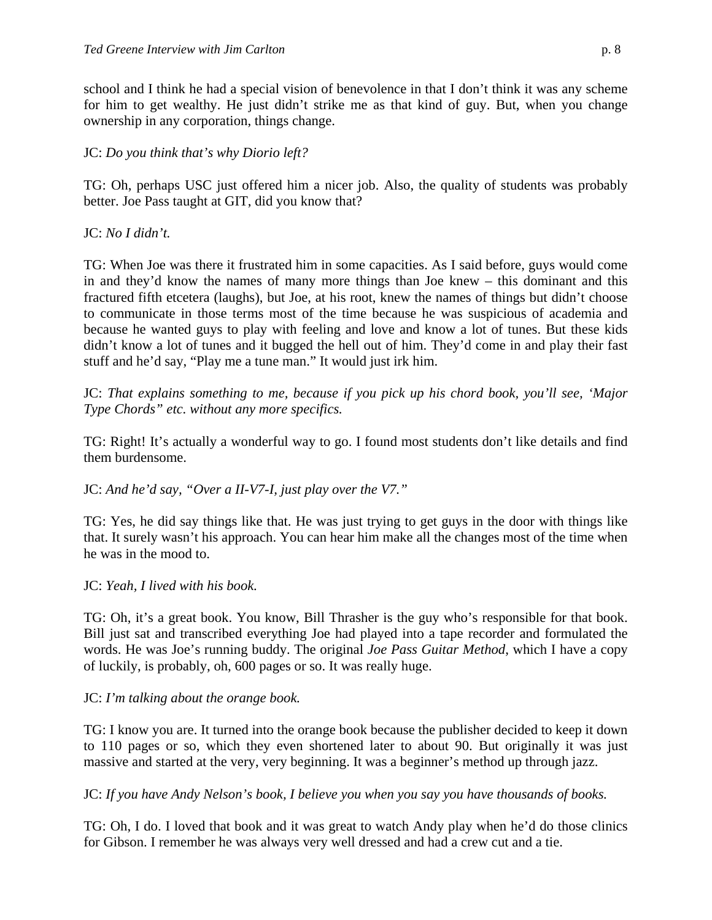school and I think he had a special vision of benevolence in that I don't think it was any scheme for him to get wealthy. He just didn't strike me as that kind of guy. But, when you change ownership in any corporation, things change.

JC: *Do you think that's why Diorio left?*

TG: Oh, perhaps USC just offered him a nicer job. Also, the quality of students was probably better. Joe Pass taught at GIT, did you know that?

JC: *No I didn't.*

TG: When Joe was there it frustrated him in some capacities. As I said before, guys would come in and they'd know the names of many more things than Joe knew – this dominant and this fractured fifth etcetera (laughs), but Joe, at his root, knew the names of things but didn't choose to communicate in those terms most of the time because he was suspicious of academia and because he wanted guys to play with feeling and love and know a lot of tunes. But these kids didn't know a lot of tunes and it bugged the hell out of him. They'd come in and play their fast stuff and he'd say, "Play me a tune man." It would just irk him.

JC: *That explains something to me, because if you pick up his chord book, you'll see, 'Major Type Chords" etc. without any more specifics.*

TG: Right! It's actually a wonderful way to go. I found most students don't like details and find them burdensome.

JC: *And he'd say, "Over a II-V7-I, just play over the V7."*

TG: Yes, he did say things like that. He was just trying to get guys in the door with things like that. It surely wasn't his approach. You can hear him make all the changes most of the time when he was in the mood to.

JC: *Yeah, I lived with his book.*

TG: Oh, it's a great book. You know, Bill Thrasher is the guy who's responsible for that book. Bill just sat and transcribed everything Joe had played into a tape recorder and formulated the words. He was Joe's running buddy. The original *Joe Pass Guitar Method*, which I have a copy of luckily, is probably, oh, 600 pages or so. It was really huge.

JC: *I'm talking about the orange book.*

TG: I know you are. It turned into the orange book because the publisher decided to keep it down to 110 pages or so, which they even shortened later to about 90. But originally it was just massive and started at the very, very beginning. It was a beginner's method up through jazz.

JC: *If you have Andy Nelson's book, I believe you when you say you have thousands of books.*

TG: Oh, I do. I loved that book and it was great to watch Andy play when he'd do those clinics for Gibson. I remember he was always very well dressed and had a crew cut and a tie.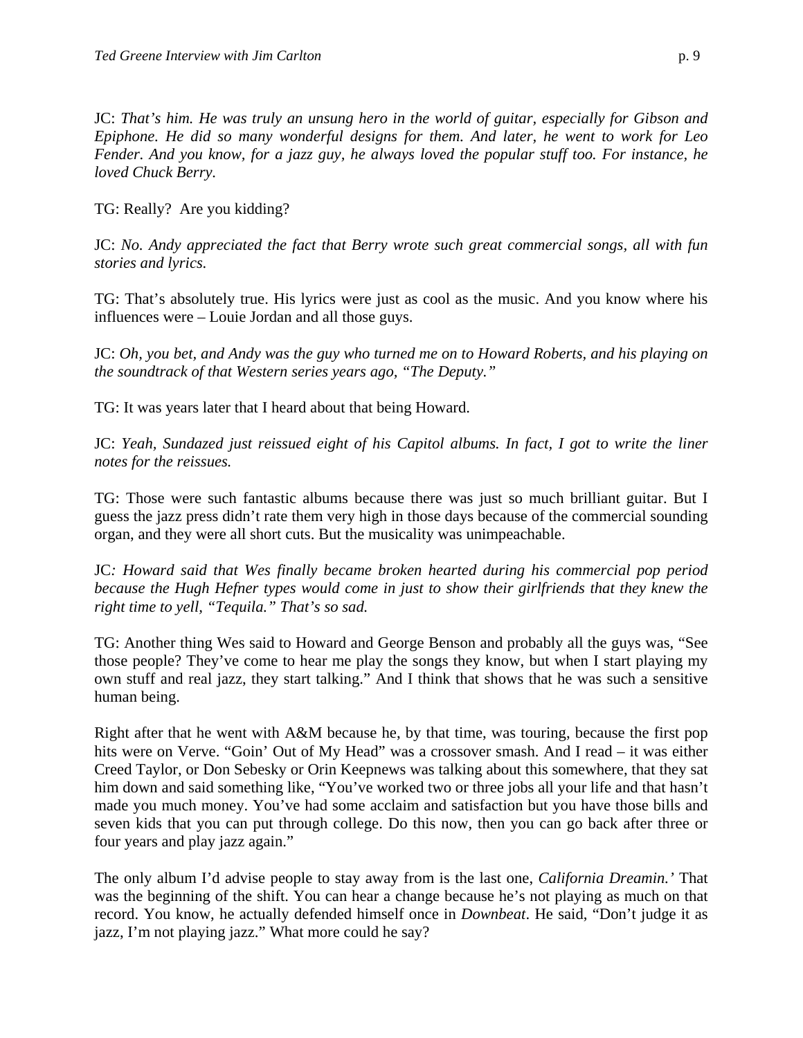JC: *That's him. He was truly an unsung hero in the world of guitar, especially for Gibson and Epiphone. He did so many wonderful designs for them. And later, he went to work for Leo Fender. And you know, for a jazz guy, he always loved the popular stuff too. For instance, he loved Chuck Berry.*

TG: Really? Are you kidding?

JC: *No. Andy appreciated the fact that Berry wrote such great commercial songs, all with fun stories and lyrics.*

TG: That's absolutely true. His lyrics were just as cool as the music. And you know where his influences were – Louie Jordan and all those guys.

JC: *Oh, you bet, and Andy was the guy who turned me on to Howard Roberts, and his playing on the soundtrack of that Western series years ago, "The Deputy."*

TG: It was years later that I heard about that being Howard.

JC: *Yeah, Sundazed just reissued eight of his Capitol albums. In fact, I got to write the liner notes for the reissues.*

TG: Those were such fantastic albums because there was just so much brilliant guitar. But I guess the jazz press didn't rate them very high in those days because of the commercial sounding organ, and they were all short cuts. But the musicality was unimpeachable.

JC*: Howard said that Wes finally became broken hearted during his commercial pop period because the Hugh Hefner types would come in just to show their girlfriends that they knew the right time to yell, "Tequila." That's so sad.*

TG: Another thing Wes said to Howard and George Benson and probably all the guys was, "See those people? They've come to hear me play the songs they know, but when I start playing my own stuff and real jazz, they start talking." And I think that shows that he was such a sensitive human being.

Right after that he went with A&M because he, by that time, was touring, because the first pop hits were on Verve. "Goin' Out of My Head" was a crossover smash. And I read – it was either Creed Taylor, or Don Sebesky or Orin Keepnews was talking about this somewhere, that they sat him down and said something like, "You've worked two or three jobs all your life and that hasn't made you much money. You've had some acclaim and satisfaction but you have those bills and seven kids that you can put through college. Do this now, then you can go back after three or four years and play jazz again."

The only album I'd advise people to stay away from is the last one, *California Dreamin.'* That was the beginning of the shift. You can hear a change because he's not playing as much on that record. You know, he actually defended himself once in *Downbeat*. He said, "Don't judge it as jazz, I'm not playing jazz." What more could he say?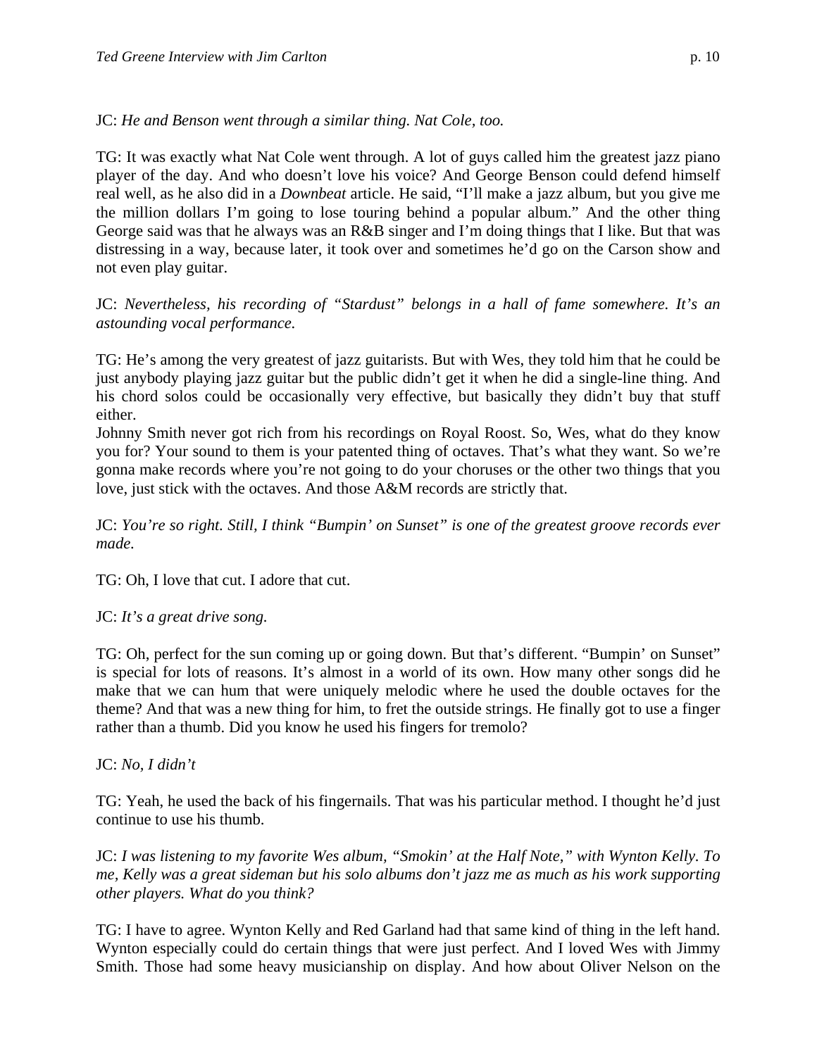JC: *He and Benson went through a similar thing. Nat Cole, too.*

TG: It was exactly what Nat Cole went through. A lot of guys called him the greatest jazz piano player of the day. And who doesn't love his voice? And George Benson could defend himself real well, as he also did in a *Downbeat* article. He said, "I'll make a jazz album, but you give me the million dollars I'm going to lose touring behind a popular album." And the other thing George said was that he always was an R&B singer and I'm doing things that I like. But that was distressing in a way, because later, it took over and sometimes he'd go on the Carson show and not even play guitar.

JC: *Nevertheless, his recording of "Stardust" belongs in a hall of fame somewhere. It's an astounding vocal performance.*

TG: He's among the very greatest of jazz guitarists. But with Wes, they told him that he could be just anybody playing jazz guitar but the public didn't get it when he did a single-line thing. And his chord solos could be occasionally very effective, but basically they didn't buy that stuff either.
Johnny Smith never got rich from his recordings on Royal Roost. So, Wes, what do they know you for? Your sound to them is your patented thing of octaves. That's what they want. So we're gonna make records where you're not going to do your choruses or the other two things that you love, just stick with the octaves. And those A&M records are strictly that.

JC: *You're so right. Still, I think "Bumpin' on Sunset" is one of the greatest groove records ever made.*

TG: Oh, I love that cut. I adore that cut.

JC: *It's a great drive song.*

TG: Oh, perfect for the sun coming up or going down. But that's different. "Bumpin' on Sunset" is special for lots of reasons. It's almost in a world of its own. How many other songs did he make that we can hum that were uniquely melodic where he used the double octaves for the theme? And that was a new thing for him, to fret the outside strings. He finally got to use a finger rather than a thumb. Did you know he used his fingers for tremolo?

JC: *No, I didn't*

TG: Yeah, he used the back of his fingernails. That was his particular method. I thought he'd just continue to use his thumb.

JC: *I was listening to my favorite Wes album, "Smokin' at the Half Note," with Wynton Kelly. To me, Kelly was a great sideman but his solo albums don't jazz me as much as his work supporting other players. What do you think?*

TG: I have to agree. Wynton Kelly and Red Garland had that same kind of thing in the left hand. Wynton especially could do certain things that were just perfect. And I loved Wes with Jimmy Smith. Those had some heavy musicianship on display. And how about Oliver Nelson on the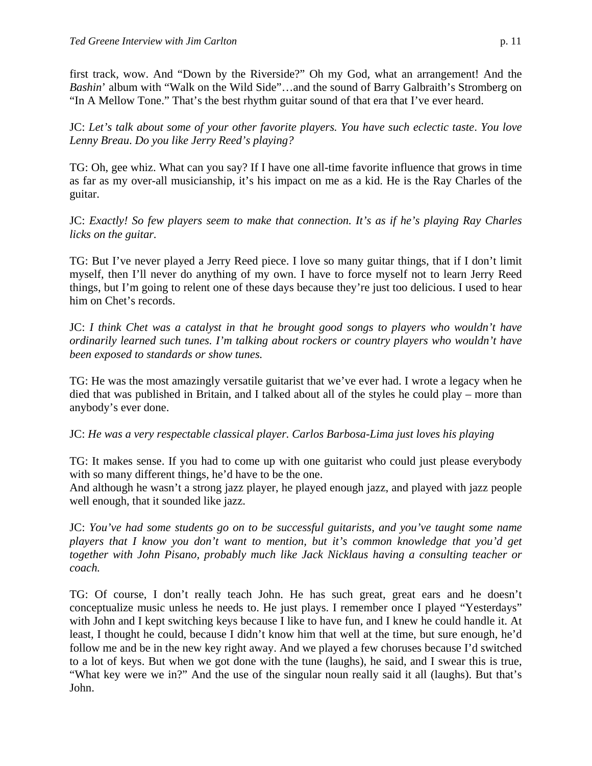first track, wow. And "Down by the Riverside?" Oh my God, what an arrangement! And the *Bashin'* album with "Walk on the Wild Side"…and the sound of Barry Galbraith's Stromberg on "In A Mellow Tone." That's the best rhythm guitar sound of that era that I've ever heard.

JC: *Let's talk about some of your other favorite players. You have such eclectic taste. You love Lenny Breau. Do you like Jerry Reed's playing?*

TG: Oh, gee whiz. What can you say? If I have one all-time favorite influence that grows in time as far as my over-all musicianship, it's his impact on me as a kid. He is the Ray Charles of the guitar.

JC: *Exactly! So few players seem to make that connection. It's as if he's playing Ray Charles licks on the guitar.*

TG: But I've never played a Jerry Reed piece. I love so many guitar things, that if I don't limit myself, then I'll never do anything of my own. I have to force myself not to learn Jerry Reed things, but I'm going to relent one of these days because they're just too delicious. I used to hear him on Chet's records.

JC: *I think Chet was a catalyst in that he brought good songs to players who wouldn't have ordinarily learned such tunes. I'm talking about rockers or country players who wouldn't have been exposed to standards or show tunes.*

TG: He was the most amazingly versatile guitarist that we've ever had. I wrote a legacy when he died that was published in Britain, and I talked about all of the styles he could play – more than anybody's ever done.

JC: *He was a very respectable classical player. Carlos Barbosa-Lima just loves his playing*

TG: It makes sense. If you had to come up with one guitarist who could just please everybody with so many different things, he'd have to be the one.
And although he wasn't a strong jazz player, he played enough jazz, and played with jazz people well enough, that it sounded like jazz.

JC: *You've had some students go on to be successful guitarists, and you've taught some name players that I know you don't want to mention, but it's common knowledge that you'd get together with John Pisano, probably much like Jack Nicklaus having a consulting teacher or coach.*

TG: Of course, I don't really teach John. He has such great, great ears and he doesn't conceptualize music unless he needs to. He just plays. I remember once I played "Yesterdays" with John and I kept switching keys because I like to have fun, and I knew he could handle it. At least, I thought he could, because I didn't know him that well at the time, but sure enough, he'd follow me and be in the new key right away. And we played a few choruses because I'd switched to a lot of keys. But when we got done with the tune (laughs), he said, and I swear this is true, "What key were we in?" And the use of the singular noun really said it all (laughs). But that's John.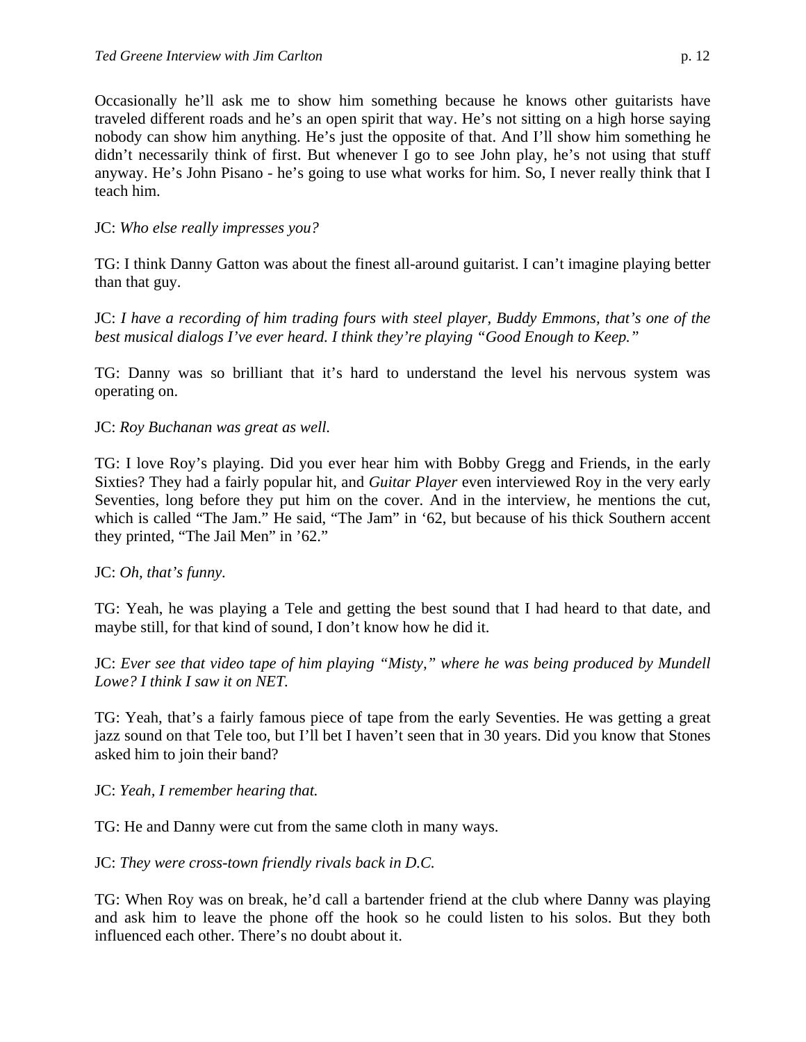Occasionally he'll ask me to show him something because he knows other guitarists have traveled different roads and he's an open spirit that way. He's not sitting on a high horse saying nobody can show him anything. He's just the opposite of that. And I'll show him something he didn't necessarily think of first. But whenever I go to see John play, he's not using that stuff anyway. He's John Pisano - he's going to use what works for him. So, I never really think that I teach him.

JC: *Who else really impresses you?*

TG: I think Danny Gatton was about the finest all-around guitarist. I can't imagine playing better than that guy.

JC: *I have a recording of him trading fours with steel player, Buddy Emmons, that's one of the best musical dialogs I've ever heard. I think they're playing "Good Enough to Keep."*

TG: Danny was so brilliant that it's hard to understand the level his nervous system was operating on.

JC: *Roy Buchanan was great as well.*

TG: I love Roy's playing. Did you ever hear him with Bobby Gregg and Friends, in the early Sixties? They had a fairly popular hit, and *Guitar Player* even interviewed Roy in the very early Seventies, long before they put him on the cover. And in the interview, he mentions the cut, which is called "The Jam." He said, "The Jam" in '62, but because of his thick Southern accent they printed, "The Jail Men" in '62."

JC: *Oh, that's funny.*

TG: Yeah, he was playing a Tele and getting the best sound that I had heard to that date, and maybe still, for that kind of sound, I don't know how he did it.

JC: *Ever see that video tape of him playing "Misty," where he was being produced by Mundell Lowe? I think I saw it on NET.*

TG: Yeah, that's a fairly famous piece of tape from the early Seventies. He was getting a great jazz sound on that Tele too, but I'll bet I haven't seen that in 30 years. Did you know that Stones asked him to join their band?

JC: *Yeah, I remember hearing that.*

TG: He and Danny were cut from the same cloth in many ways.

JC: *They were cross-town friendly rivals back in D.C.*

TG: When Roy was on break, he'd call a bartender friend at the club where Danny was playing and ask him to leave the phone off the hook so he could listen to his solos. But they both influenced each other. There's no doubt about it.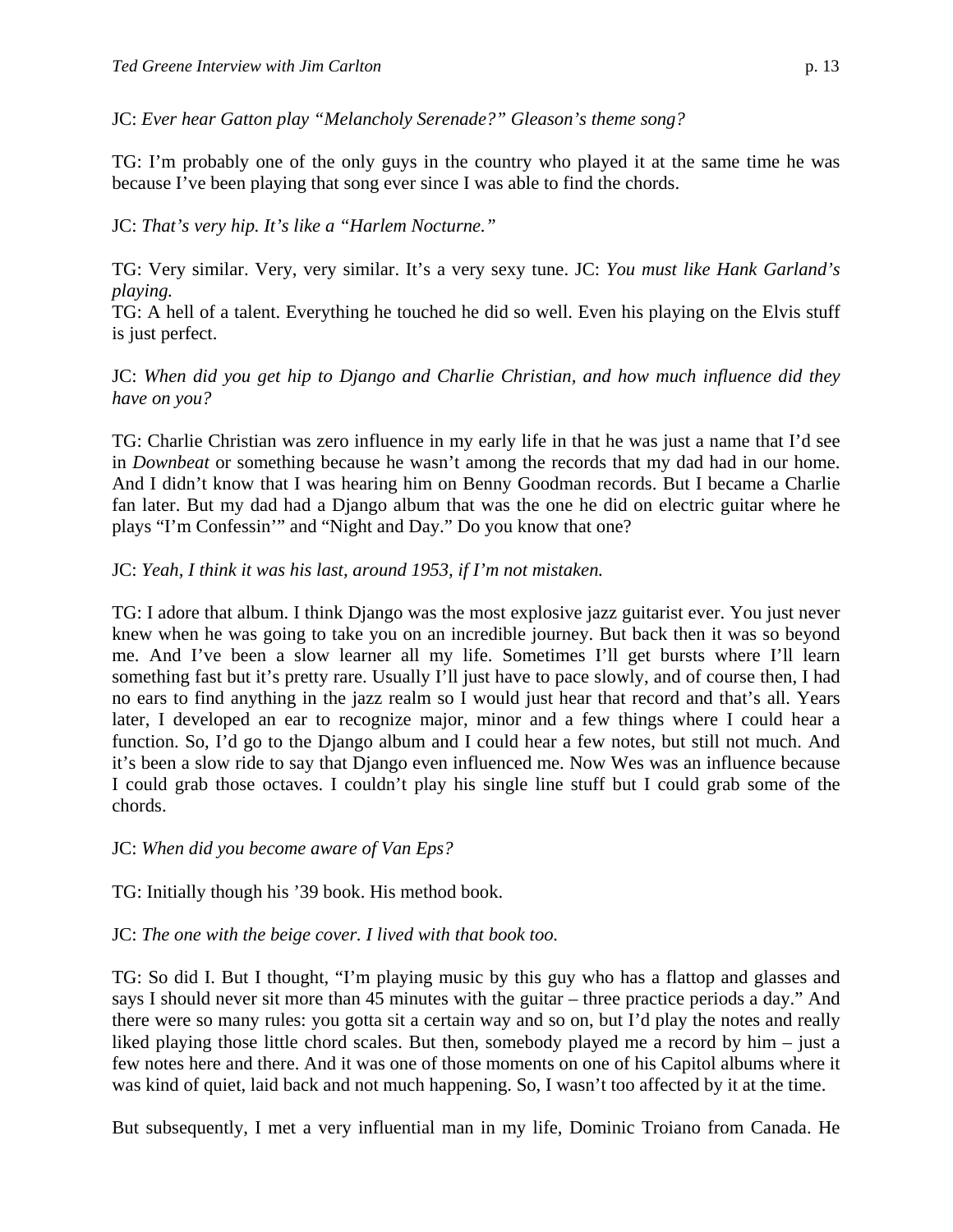JC: *Ever hear Gatton play "Melancholy Serenade?" Gleason's theme song?*

TG: I'm probably one of the only guys in the country who played it at the same time he was because I've been playing that song ever since I was able to find the chords.

JC: *That's very hip. It's like a "Harlem Nocturne."*

TG: Very similar. Very, very similar. It's a very sexy tune. JC: *You must like Hank Garland's playing.*

TG: A hell of a talent. Everything he touched he did so well. Even his playing on the Elvis stuff is just perfect.

JC: *When did you get hip to Django and Charlie Christian, and how much influence did they have on you?*

TG: Charlie Christian was zero influence in my early life in that he was just a name that I'd see in *Downbeat* or something because he wasn't among the records that my dad had in our home. And I didn't know that I was hearing him on Benny Goodman records. But I became a Charlie fan later. But my dad had a Django album that was the one he did on electric guitar where he plays "I'm Confessin'" and "Night and Day." Do you know that one?

JC: *Yeah, I think it was his last, around 1953, if I'm not mistaken.*

TG: I adore that album. I think Django was the most explosive jazz guitarist ever. You just never knew when he was going to take you on an incredible journey. But back then it was so beyond me. And I've been a slow learner all my life. Sometimes I'll get bursts where I'll learn something fast but it's pretty rare. Usually I'll just have to pace slowly, and of course then, I had no ears to find anything in the jazz realm so I would just hear that record and that's all. Years later, I developed an ear to recognize major, minor and a few things where I could hear a function. So, I'd go to the Django album and I could hear a few notes, but still not much. And it's been a slow ride to say that Django even influenced me. Now Wes was an influence because I could grab those octaves. I couldn't play his single line stuff but I could grab some of the chords.

JC: *When did you become aware of Van Eps?*

TG: Initially though his '39 book. His method book.

JC: *The one with the beige cover. I lived with that book too.*

TG: So did I. But I thought, "I'm playing music by this guy who has a flattop and glasses and says I should never sit more than 45 minutes with the guitar – three practice periods a day." And there were so many rules: you gotta sit a certain way and so on, but I'd play the notes and really liked playing those little chord scales. But then, somebody played me a record by him – just a few notes here and there. And it was one of those moments on one of his Capitol albums where it was kind of quiet, laid back and not much happening. So, I wasn't too affected by it at the time.

But subsequently, I met a very influential man in my life, Dominic Troiano from Canada. He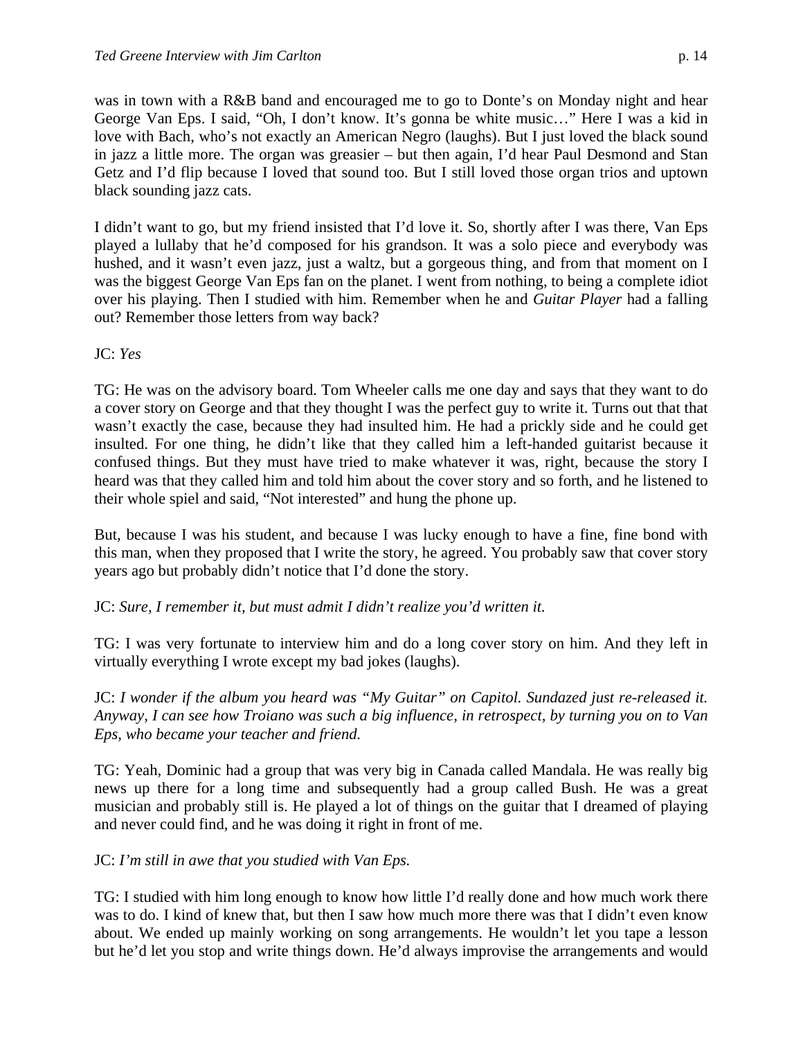was in town with a R&B band and encouraged me to go to Donte's on Monday night and hear George Van Eps. I said, "Oh, I don't know. It's gonna be white music…" Here I was a kid in love with Bach, who's not exactly an American Negro (laughs). But I just loved the black sound in jazz a little more. The organ was greasier – but then again, I'd hear Paul Desmond and Stan Getz and I'd flip because I loved that sound too. But I still loved those organ trios and uptown black sounding jazz cats.

I didn't want to go, but my friend insisted that I'd love it. So, shortly after I was there, Van Eps played a lullaby that he'd composed for his grandson. It was a solo piece and everybody was hushed, and it wasn't even jazz, just a waltz, but a gorgeous thing, and from that moment on I was the biggest George Van Eps fan on the planet. I went from nothing, to being a complete idiot over his playing. Then I studied with him. Remember when he and *Guitar Player* had a falling out? Remember those letters from way back?

JC: *Yes*

TG: He was on the advisory board. Tom Wheeler calls me one day and says that they want to do a cover story on George and that they thought I was the perfect guy to write it. Turns out that that wasn't exactly the case, because they had insulted him. He had a prickly side and he could get insulted. For one thing, he didn't like that they called him a left-handed guitarist because it confused things. But they must have tried to make whatever it was, right, because the story I heard was that they called him and told him about the cover story and so forth, and he listened to their whole spiel and said, "Not interested" and hung the phone up.

But, because I was his student, and because I was lucky enough to have a fine, fine bond with this man, when they proposed that I write the story, he agreed. You probably saw that cover story years ago but probably didn't notice that I'd done the story.

JC: *Sure, I remember it, but must admit I didn't realize you'd written it.*

TG: I was very fortunate to interview him and do a long cover story on him. And they left in virtually everything I wrote except my bad jokes (laughs).

JC: *I wonder if the album you heard was "My Guitar" on Capitol. Sundazed just re-released it. Anyway, I can see how Troiano was such a big influence, in retrospect, by turning you on to Van Eps, who became your teacher and friend.*

TG: Yeah, Dominic had a group that was very big in Canada called Mandala. He was really big news up there for a long time and subsequently had a group called Bush. He was a great musician and probably still is. He played a lot of things on the guitar that I dreamed of playing and never could find, and he was doing it right in front of me.

JC: *I'm still in awe that you studied with Van Eps.*

TG: I studied with him long enough to know how little I'd really done and how much work there was to do. I kind of knew that, but then I saw how much more there was that I didn't even know about. We ended up mainly working on song arrangements. He wouldn't let you tape a lesson but he'd let you stop and write things down. He'd always improvise the arrangements and would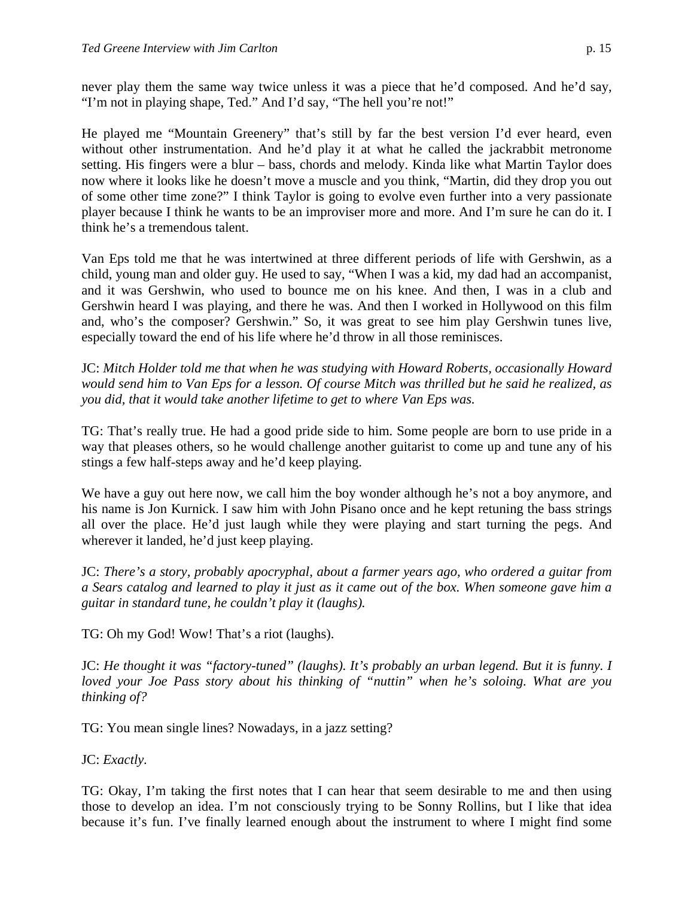never play them the same way twice unless it was a piece that he'd composed. And he'd say, "I'm not in playing shape, Ted." And I'd say, "The hell you're not!"

He played me "Mountain Greenery" that's still by far the best version I'd ever heard, even without other instrumentation. And he'd play it at what he called the jackrabbit metronome setting. His fingers were a blur – bass, chords and melody. Kinda like what Martin Taylor does now where it looks like he doesn't move a muscle and you think, "Martin, did they drop you out of some other time zone?" I think Taylor is going to evolve even further into a very passionate player because I think he wants to be an improviser more and more. And I'm sure he can do it. I think he's a tremendous talent.

Van Eps told me that he was intertwined at three different periods of life with Gershwin, as a child, young man and older guy. He used to say, "When I was a kid, my dad had an accompanist, and it was Gershwin, who used to bounce me on his knee. And then, I was in a club and Gershwin heard I was playing, and there he was. And then I worked in Hollywood on this film and, who's the composer? Gershwin." So, it was great to see him play Gershwin tunes live, especially toward the end of his life where he'd throw in all those reminisces.

JC: *Mitch Holder told me that when he was studying with Howard Roberts, occasionally Howard would send him to Van Eps for a lesson. Of course Mitch was thrilled but he said he realized, as you did, that it would take another lifetime to get to where Van Eps was.*

TG: That's really true. He had a good pride side to him. Some people are born to use pride in a way that pleases others, so he would challenge another guitarist to come up and tune any of his stings a few half-steps away and he'd keep playing.

We have a guy out here now, we call him the boy wonder although he's not a boy anymore, and his name is Jon Kurnick. I saw him with John Pisano once and he kept retuning the bass strings all over the place. He'd just laugh while they were playing and start turning the pegs. And wherever it landed, he'd just keep playing.

JC: *There's a story, probably apocryphal, about a farmer years ago, who ordered a guitar from a Sears catalog and learned to play it just as it came out of the box. When someone gave him a guitar in standard tune, he couldn't play it (laughs).*

TG: Oh my God! Wow! That's a riot (laughs).

JC: *He thought it was "factory-tuned" (laughs). It's probably an urban legend. But it is funny. I loved your Joe Pass story about his thinking of "nuttin" when he's soloing. What are you thinking of?*

TG: You mean single lines? Nowadays, in a jazz setting?

JC: *Exactly.*

TG: Okay, I'm taking the first notes that I can hear that seem desirable to me and then using those to develop an idea. I'm not consciously trying to be Sonny Rollins, but I like that idea because it's fun. I've finally learned enough about the instrument to where I might find some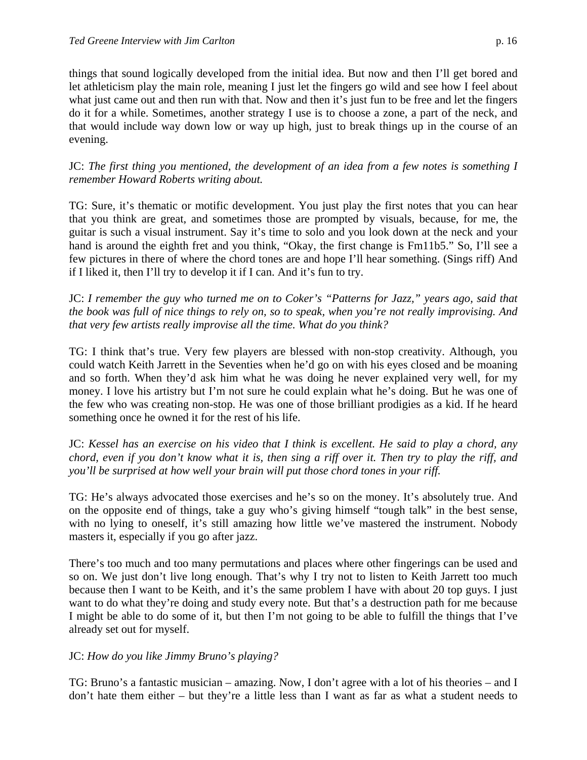things that sound logically developed from the initial idea. But now and then I'll get bored and let athleticism play the main role, meaning I just let the fingers go wild and see how I feel about what just came out and then run with that. Now and then it's just fun to be free and let the fingers do it for a while. Sometimes, another strategy I use is to choose a zone, a part of the neck, and that would include way down low or way up high, just to break things up in the course of an evening.

JC: *The first thing you mentioned, the development of an idea from a few notes is something I remember Howard Roberts writing about.*

TG: Sure, it's thematic or motific development. You just play the first notes that you can hear that you think are great, and sometimes those are prompted by visuals, because, for me, the guitar is such a visual instrument. Say it's time to solo and you look down at the neck and your hand is around the eighth fret and you think, "Okay, the first change is Fm11b5." So, I'll see a few pictures in there of where the chord tones are and hope I'll hear something. (Sings riff) And if I liked it, then I'll try to develop it if I can. And it's fun to try.

JC: *I remember the guy who turned me on to Coker's "Patterns for Jazz," years ago, said that the book was full of nice things to rely on, so to speak, when you're not really improvising. And that very few artists really improvise all the time. What do you think?*

TG: I think that's true. Very few players are blessed with non-stop creativity. Although, you could watch Keith Jarrett in the Seventies when he'd go on with his eyes closed and be moaning and so forth. When they'd ask him what he was doing he never explained very well, for my money. I love his artistry but I'm not sure he could explain what he's doing. But he was one of the few who was creating non-stop. He was one of those brilliant prodigies as a kid. If he heard something once he owned it for the rest of his life.

JC: *Kessel has an exercise on his video that I think is excellent. He said to play a chord, any chord, even if you don't know what it is, then sing a riff over it. Then try to play the riff, and you'll be surprised at how well your brain will put those chord tones in your riff.*

TG: He's always advocated those exercises and he's so on the money. It's absolutely true. And on the opposite end of things, take a guy who's giving himself "tough talk" in the best sense, with no lying to oneself, it's still amazing how little we've mastered the instrument. Nobody masters it, especially if you go after jazz.

There's too much and too many permutations and places where other fingerings can be used and so on. We just don't live long enough. That's why I try not to listen to Keith Jarrett too much because then I want to be Keith, and it's the same problem I have with about 20 top guys. I just want to do what they're doing and study every note. But that's a destruction path for me because I might be able to do some of it, but then I'm not going to be able to fulfill the things that I've already set out for myself.

JC: *How do you like Jimmy Bruno's playing?*

TG: Bruno's a fantastic musician – amazing. Now, I don't agree with a lot of his theories – and I don't hate them either – but they're a little less than I want as far as what a student needs to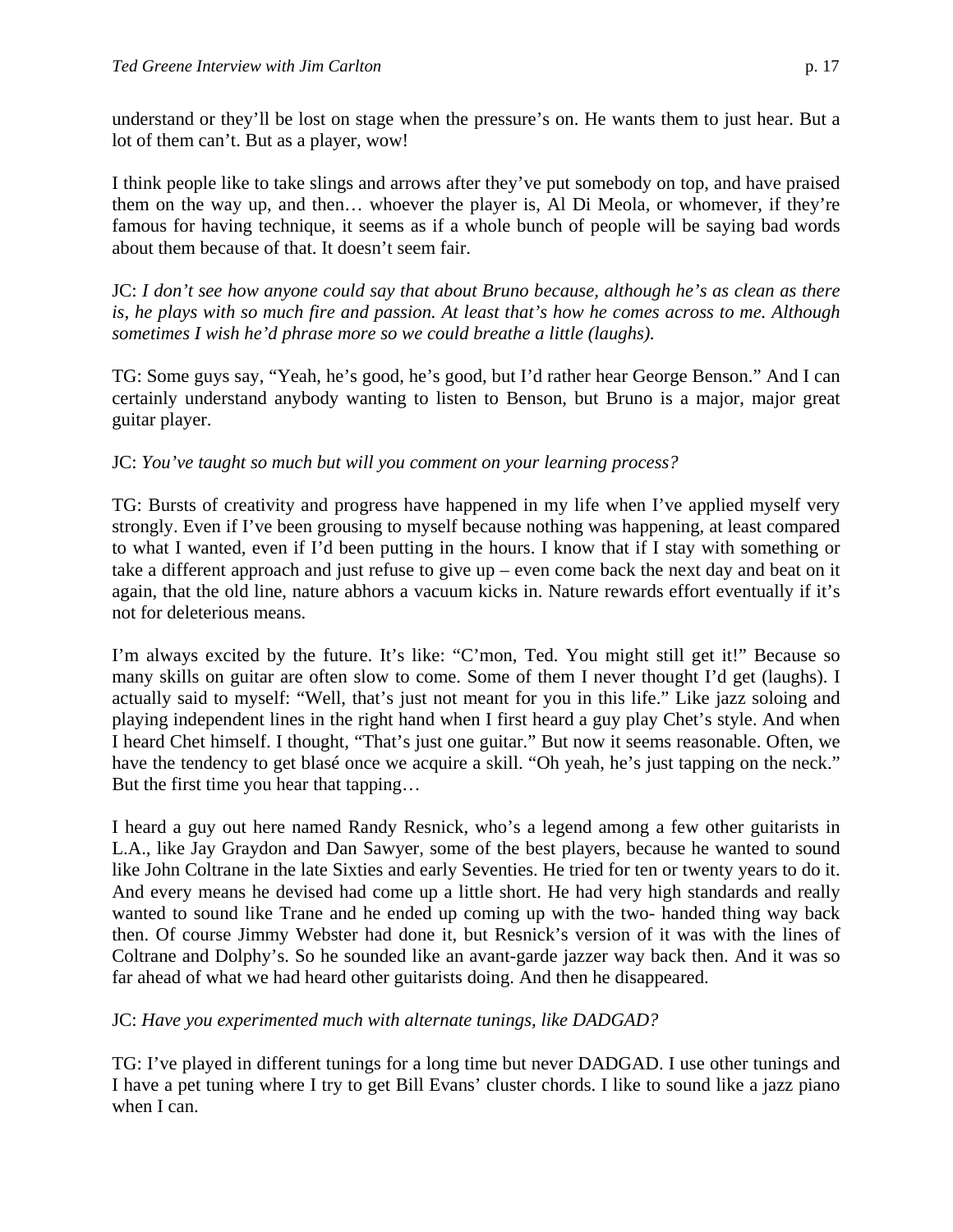understand or they'll be lost on stage when the pressure's on. He wants them to just hear. But a lot of them can't. But as a player, wow!

I think people like to take slings and arrows after they've put somebody on top, and have praised them on the way up, and then… whoever the player is, Al Di Meola, or whomever, if they're famous for having technique, it seems as if a whole bunch of people will be saying bad words about them because of that. It doesn't seem fair.

JC: *I don't see how anyone could say that about Bruno because, although he's as clean as there is, he plays with so much fire and passion. At least that's how he comes across to me. Although sometimes I wish he'd phrase more so we could breathe a little (laughs).*

TG: Some guys say, "Yeah, he's good, he's good, but I'd rather hear George Benson." And I can certainly understand anybody wanting to listen to Benson, but Bruno is a major, major great guitar player.

JC: *You've taught so much but will you comment on your learning process?*

TG: Bursts of creativity and progress have happened in my life when I've applied myself very strongly. Even if I've been grousing to myself because nothing was happening, at least compared to what I wanted, even if I'd been putting in the hours. I know that if I stay with something or take a different approach and just refuse to give up – even come back the next day and beat on it again, that the old line, nature abhors a vacuum kicks in. Nature rewards effort eventually if it's not for deleterious means.

I'm always excited by the future. It's like: "C'mon, Ted. You might still get it!" Because so many skills on guitar are often slow to come. Some of them I never thought I'd get (laughs). I actually said to myself: "Well, that's just not meant for you in this life." Like jazz soloing and playing independent lines in the right hand when I first heard a guy play Chet's style. And when I heard Chet himself. I thought, "That's just one guitar." But now it seems reasonable. Often, we have the tendency to get blasé once we acquire a skill. "Oh yeah, he's just tapping on the neck." But the first time you hear that tapping…

I heard a guy out here named Randy Resnick, who's a legend among a few other guitarists in L.A., like Jay Graydon and Dan Sawyer, some of the best players, because he wanted to sound like John Coltrane in the late Sixties and early Seventies. He tried for ten or twenty years to do it. And every means he devised had come up a little short. He had very high standards and really wanted to sound like Trane and he ended up coming up with the two- handed thing way back then. Of course Jimmy Webster had done it, but Resnick's version of it was with the lines of Coltrane and Dolphy's. So he sounded like an avant-garde jazzer way back then. And it was so far ahead of what we had heard other guitarists doing. And then he disappeared.

JC: *Have you experimented much with alternate tunings, like DADGAD?*

TG: I've played in different tunings for a long time but never DADGAD. I use other tunings and I have a pet tuning where I try to get Bill Evans' cluster chords. I like to sound like a jazz piano when I can.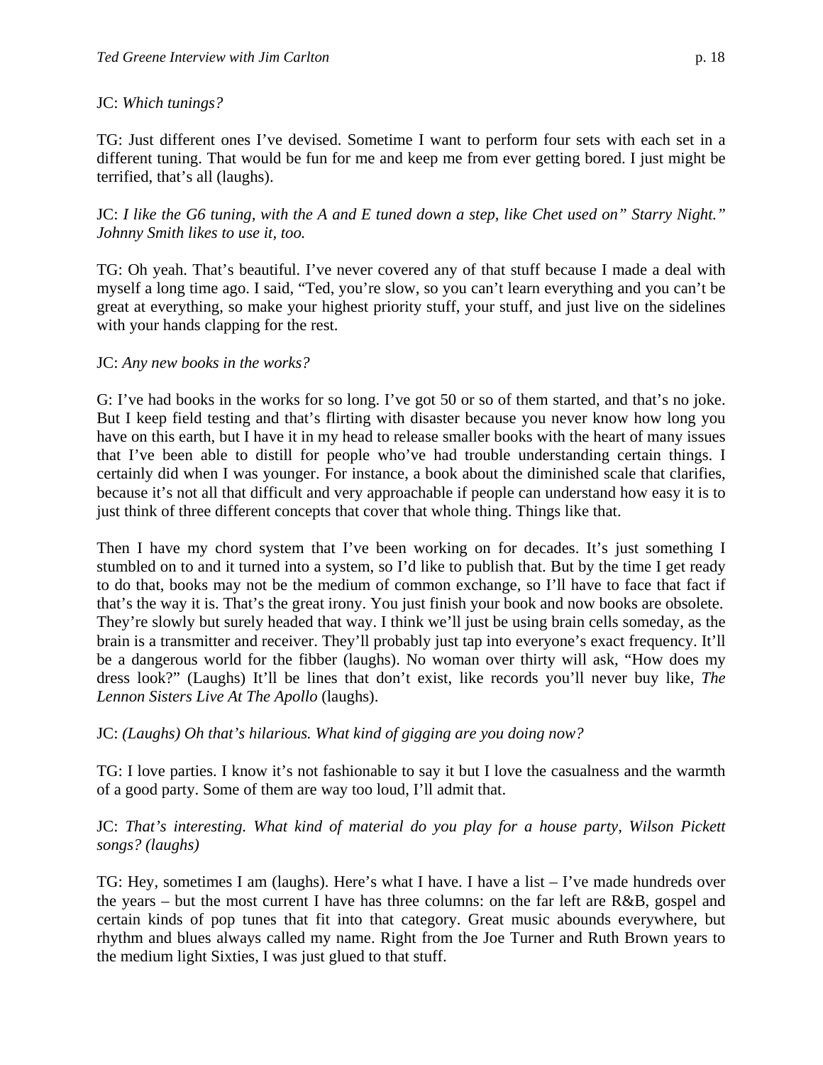JC: *Which tunings?*

TG: Just different ones I've devised. Sometime I want to perform four sets with each set in a different tuning. That would be fun for me and keep me from ever getting bored. I just might be terrified, that's all (laughs).

JC: *I like the G6 tuning, with the A and E tuned down a step, like Chet used on" Starry Night." Johnny Smith likes to use it, too.*

TG: Oh yeah. That's beautiful. I've never covered any of that stuff because I made a deal with myself a long time ago. I said, "Ted, you're slow, so you can't learn everything and you can't be great at everything, so make your highest priority stuff, your stuff, and just live on the sidelines with your hands clapping for the rest.

JC: *Any new books in the works?*

G: I've had books in the works for so long. I've got 50 or so of them started, and that's no joke. But I keep field testing and that's flirting with disaster because you never know how long you have on this earth, but I have it in my head to release smaller books with the heart of many issues that I've been able to distill for people who've had trouble understanding certain things. I certainly did when I was younger. For instance, a book about the diminished scale that clarifies, because it's not all that difficult and very approachable if people can understand how easy it is to just think of three different concepts that cover that whole thing. Things like that.

Then I have my chord system that I've been working on for decades. It's just something I stumbled on to and it turned into a system, so I'd like to publish that. But by the time I get ready to do that, books may not be the medium of common exchange, so I'll have to face that fact if that's the way it is. That's the great irony. You just finish your book and now books are obsolete. They're slowly but surely headed that way. I think we'll just be using brain cells someday, as the brain is a transmitter and receiver. They'll probably just tap into everyone's exact frequency. It'll be a dangerous world for the fibber (laughs). No woman over thirty will ask, "How does my dress look?" (Laughs) It'll be lines that don't exist, like records you'll never buy like, *The Lennon Sisters Live At The Apollo* (laughs).

JC: *(Laughs) Oh that's hilarious. What kind of gigging are you doing now?*

TG: I love parties. I know it's not fashionable to say it but I love the casualness and the warmth of a good party. Some of them are way too loud, I'll admit that.

JC: *That's interesting. What kind of material do you play for a house party, Wilson Pickett songs? (laughs)*

TG: Hey, sometimes I am (laughs). Here's what I have. I have a list – I've made hundreds over the years – but the most current I have has three columns: on the far left are R&B, gospel and certain kinds of pop tunes that fit into that category. Great music abounds everywhere, but rhythm and blues always called my name. Right from the Joe Turner and Ruth Brown years to the medium light Sixties, I was just glued to that stuff.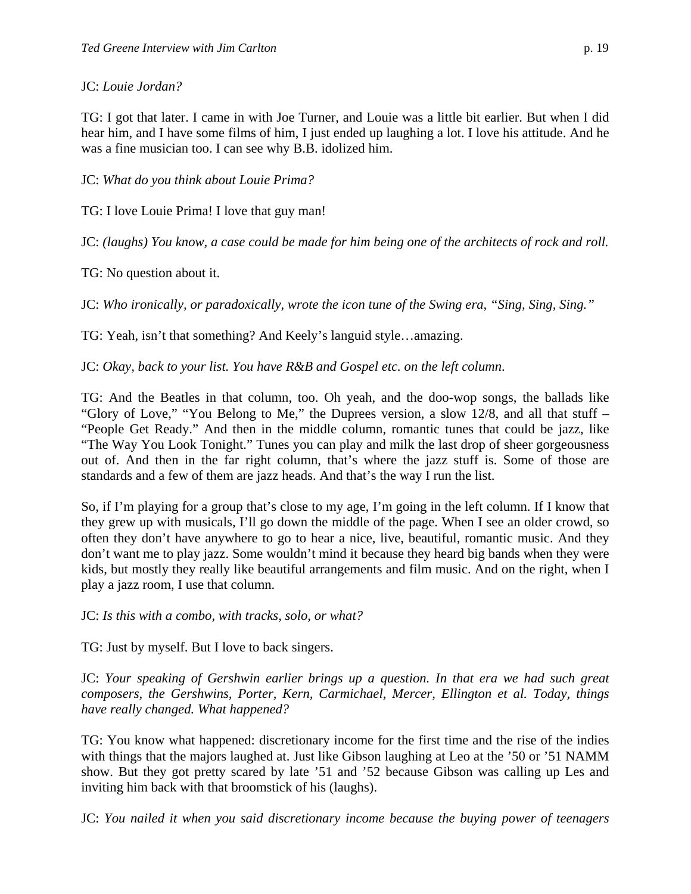JC: *Louie Jordan?*

TG: I got that later. I came in with Joe Turner, and Louie was a little bit earlier. But when I did hear him, and I have some films of him, I just ended up laughing a lot. I love his attitude. And he was a fine musician too. I can see why B.B. idolized him.

JC: *What do you think about Louie Prima?*

TG: I love Louie Prima! I love that guy man!

JC: *(laughs) You know, a case could be made for him being one of the architects of rock and roll.*

TG: No question about it.

JC: *Who ironically, or paradoxically, wrote the icon tune of the Swing era, "Sing, Sing, Sing."*

TG: Yeah, isn't that something? And Keely's languid style…amazing.

JC: *Okay, back to your list. You have R&B and Gospel etc. on the left column.*

TG: And the Beatles in that column, too. Oh yeah, and the doo-wop songs, the ballads like "Glory of Love," "You Belong to Me," the Duprees version, a slow 12/8, and all that stuff – "People Get Ready." And then in the middle column, romantic tunes that could be jazz, like "The Way You Look Tonight." Tunes you can play and milk the last drop of sheer gorgeousness out of. And then in the far right column, that's where the jazz stuff is. Some of those are standards and a few of them are jazz heads. And that's the way I run the list.

So, if I'm playing for a group that's close to my age, I'm going in the left column. If I know that they grew up with musicals, I'll go down the middle of the page. When I see an older crowd, so often they don't have anywhere to go to hear a nice, live, beautiful, romantic music. And they don't want me to play jazz. Some wouldn't mind it because they heard big bands when they were kids, but mostly they really like beautiful arrangements and film music. And on the right, when I play a jazz room, I use that column.

JC: *Is this with a combo, with tracks, solo, or what?*

TG: Just by myself. But I love to back singers.

JC: *Your speaking of Gershwin earlier brings up a question. In that era we had such great composers, the Gershwins, Porter, Kern, Carmichael, Mercer, Ellington et al. Today, things have really changed. What happened?*

TG: You know what happened: discretionary income for the first time and the rise of the indies with things that the majors laughed at. Just like Gibson laughing at Leo at the '50 or '51 NAMM show. But they got pretty scared by late '51 and '52 because Gibson was calling up Les and inviting him back with that broomstick of his (laughs).

JC: *You nailed it when you said discretionary income because the buying power of teenagers*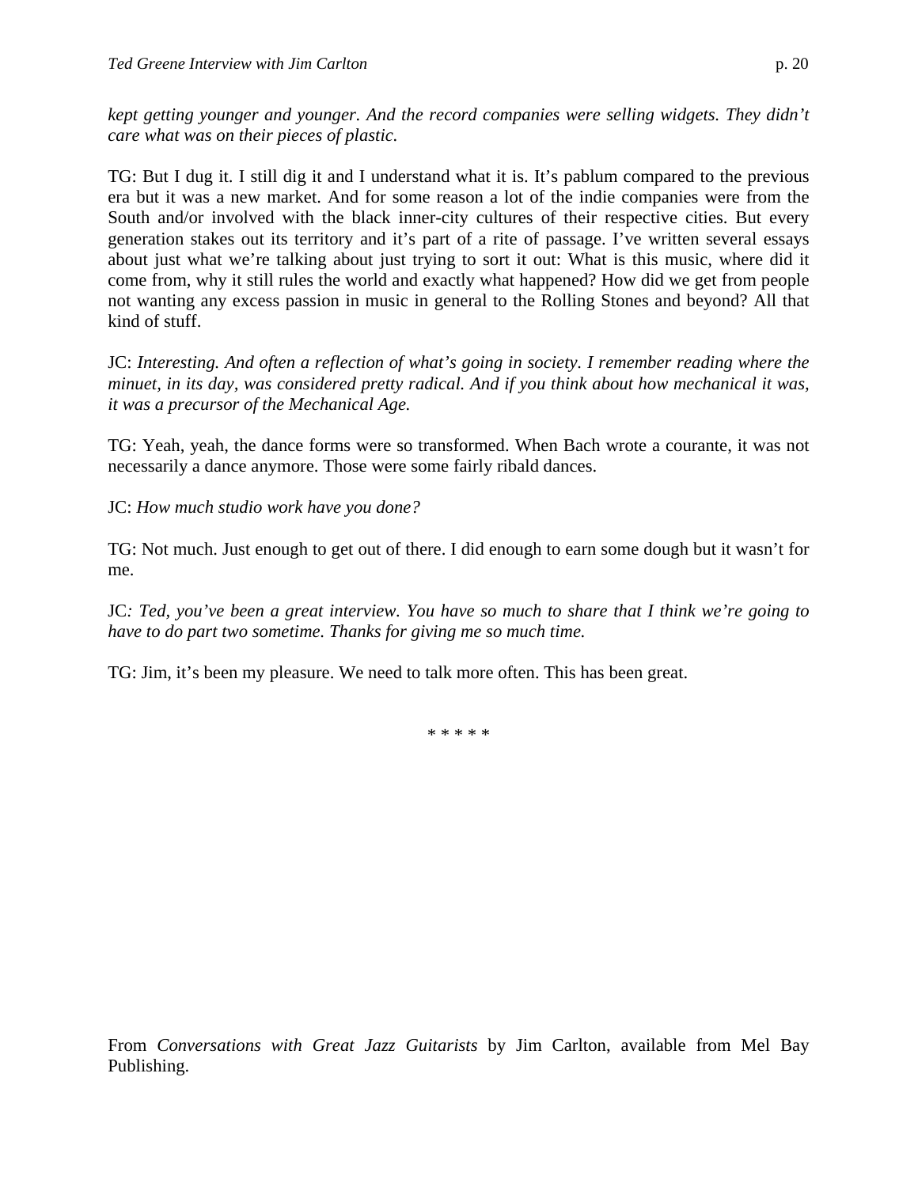*kept getting younger and younger. And the record companies were selling widgets. They didn't care what was on their pieces of plastic.*

TG: But I dug it. I still dig it and I understand what it is. It's pablum compared to the previous era but it was a new market. And for some reason a lot of the indie companies were from the South and/or involved with the black inner-city cultures of their respective cities. But every generation stakes out its territory and it's part of a rite of passage. I've written several essays about just what we're talking about just trying to sort it out: What is this music, where did it come from, why it still rules the world and exactly what happened? How did we get from people not wanting any excess passion in music in general to the Rolling Stones and beyond? All that kind of stuff.

JC: *Interesting. And often a reflection of what's going in society. I remember reading where the minuet, in its day, was considered pretty radical. And if you think about how mechanical it was, it was a precursor of the Mechanical Age.*

TG: Yeah, yeah, the dance forms were so transformed. When Bach wrote a courante, it was not necessarily a dance anymore. Those were some fairly ribald dances.

JC: *How much studio work have you done?*

TG: Not much. Just enough to get out of there. I did enough to earn some dough but it wasn't for me.

JC*: Ted, you've been a great interview. You have so much to share that I think we're going to have to do part two sometime. Thanks for giving me so much time.*

TG: Jim, it's been my pleasure. We need to talk more often. This has been great.

* * * * *

From *Conversations with Great Jazz Guitarists* by Jim Carlton, available from Mel Bay Publishing.